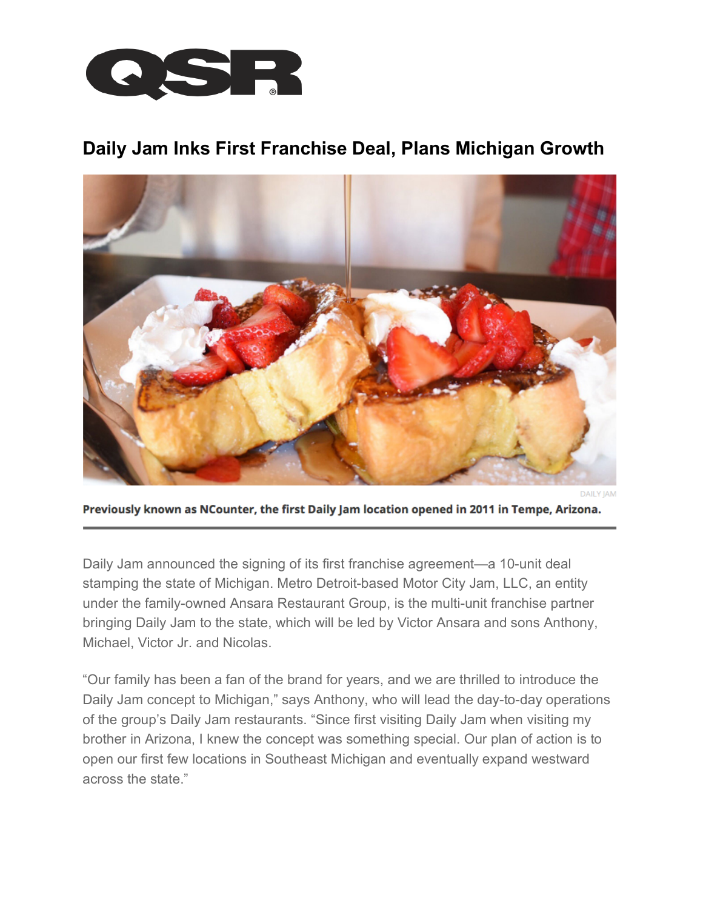# Daily Jam Inks First Franchise Deal, Plans Michigan Growth

DAILY JAM

**Previously known as NCounter, the first Daily Jam location opened in 2011 in Tempe, Arizona.**

Daily Jam announced the signing of its first franchise agreement—a 10-unit deal stamping the state of Michigan. Metro Detroit-based Motor City Jam, LLC, an entity under the family-owned Ansara Restaurant Group, is the multi-unit franchise partner bringing Daily Jam to the state, which will be led by Victor Ansara and sons Anthony, Michael, Victor Jr. and Nicolas.

"Our family has been a fan of the brand for years, and we are thrilled to introduce the Daily Jam concept to Michigan," says Anthony, who will lead the day-to-day operations of the group's Daily Jam restaurants. "Since first visiting Daily Jam when visiting my brother in Arizona, I knew the concept was something special. Our plan of action is to open our first few locations in Southeast Michigan and eventually expand westward across the state."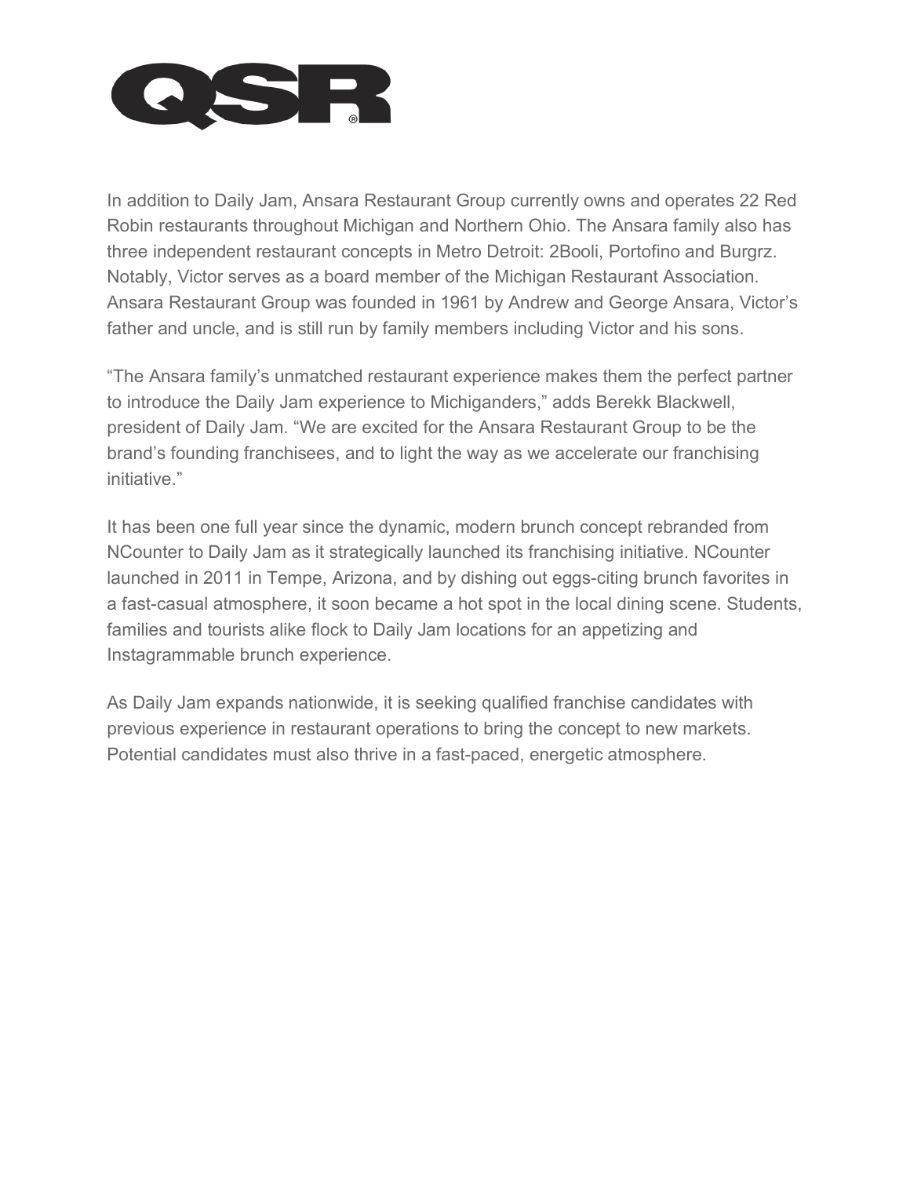In addition to Daily Jam, Ansara Restaurant Group currently owns and operates 22 Red Robin restaurants throughout Michigan and Northern Ohio. The Ansara family also has three independent restaurant concepts in Metro Detroit: 2Booli, Portofino and Burgrz. Notably, Victor serves as a board member of the Michigan Restaurant Association. Ansara Restaurant Group was founded in 1961 by Andrew and George Ansara, Victor's father and uncle, and is still run by family members including Victor and his sons.

"The Ansara family's unmatched restaurant experience makes them the perfect partner to introduce the Daily Jam experience to Michiganders," adds Berekk Blackwell, president of Daily Jam. "We are excited for the Ansara Restaurant Group to be the brand's founding franchisees, and to light the way as we accelerate our franchising initiative."

It has been one full year since the dynamic, modern brunch concept rebranded from NCounter to Daily Jam as it strategically launched its franchising initiative. NCounter launched in 2011 in Tempe, Arizona, and by dishing out eggs-citing brunch favorites in a fast-casual atmosphere, it soon became a hot spot in the local dining scene. Students, families and tourists alike flock to Daily Jam locations for an appetizing and Instagrammable brunch experience.

As Daily Jam expands nationwide, it is seeking qualified franchise candidates with previous experience in restaurant operations to bring the concept to new markets. Potential candidates must also thrive in a fast-paced, energetic atmosphere.